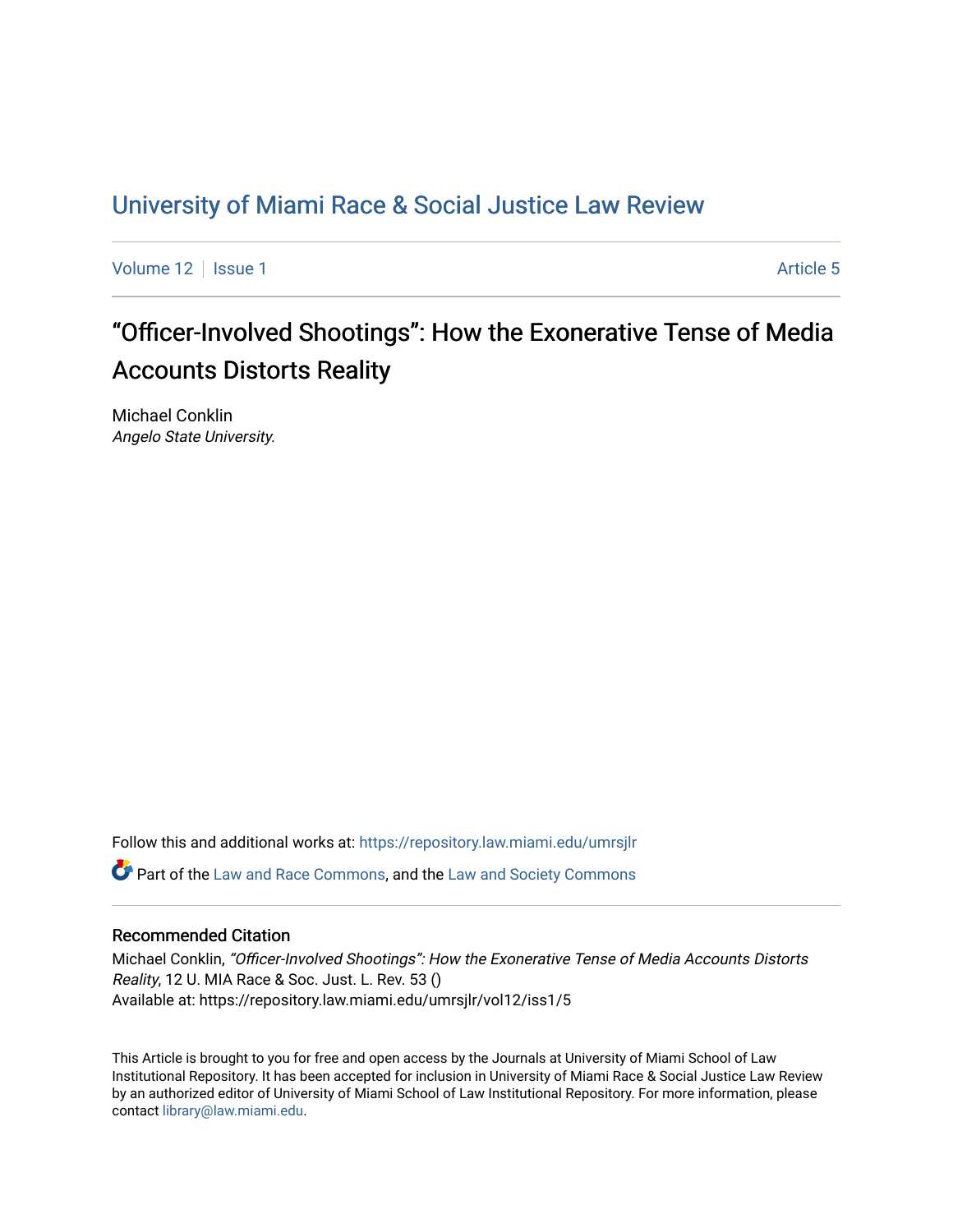# University of Miami Race & Social Justice Law Review

Volume 12 | Issue 1 | Article 5

## "Officer-Involved Shootings": How the Exonerative Tense of Media Accounts Distorts Reality

Michael Conklin
*Angelo State University.*

Follow this and additional works at: https://repository.law.miami.edu/umrsjlr

Part of the Law and Race Commons, and the Law and Society Commons

### Recommended Citation

Michael Conklin, *"Officer-Involved Shootings": How the Exonerative Tense of Media Accounts Distorts Reality*, 12 U. MIA Race & Soc. Just. L. Rev. 53 ()
Available at: https://repository.law.miami.edu/umrsjlr/vol12/iss1/5

This Article is brought to you for free and open access by the Journals at University of Miami School of Law Institutional Repository. It has been accepted for inclusion in University of Miami Race & Social Justice Law Review by an authorized editor of University of Miami School of Law Institutional Repository. For more information, please contact library@law.miami.edu.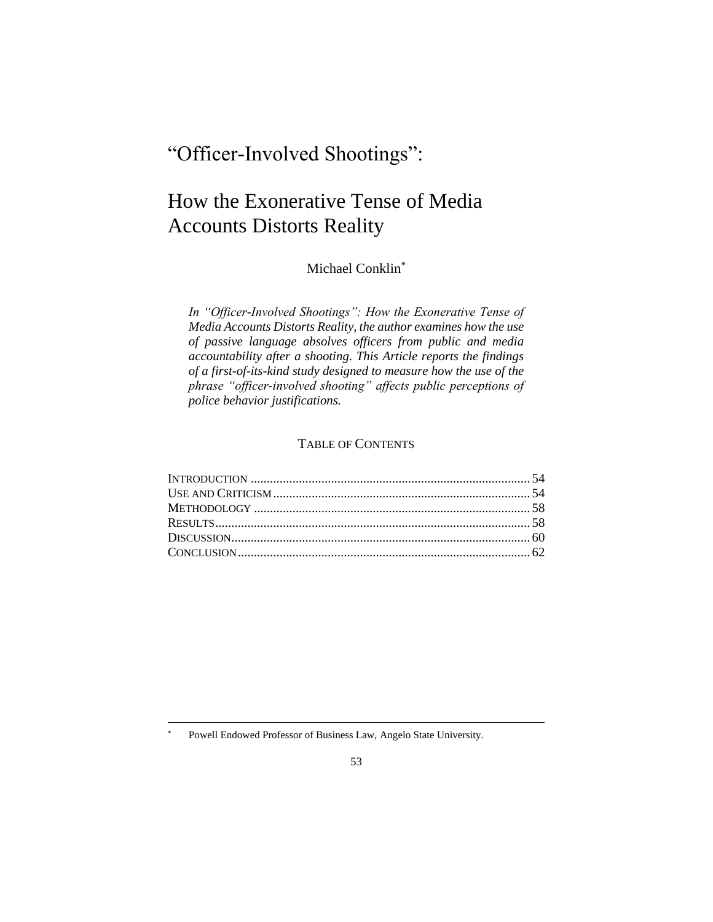# "Officer-Involved Shootings":

# How the Exonerative Tense of Media Accounts Distorts Reality

Michael Conklin*

*In "Officer-Involved Shootings": How the Exonerative Tense of Media Accounts Distorts Reality, the author examines how the use of passive language absolves officers from public and media accountability after a shooting. This Article reports the findings of a first-of-its-kind study designed to measure how the use of the phrase "officer-involved shooting" affects public perceptions of police behavior justifications.*

TABLE OF CONTENTS

| | |
|---|---|
| INTRODUCTION | 54 |
| USE AND CRITICISM | 54 |
| METHODOLOGY | 58 |
| RESULTS | 58 |
| DISCUSSION | 60 |
| CONCLUSION | 62 |

---

* Powell Endowed Professor of Business Law, Angelo State University.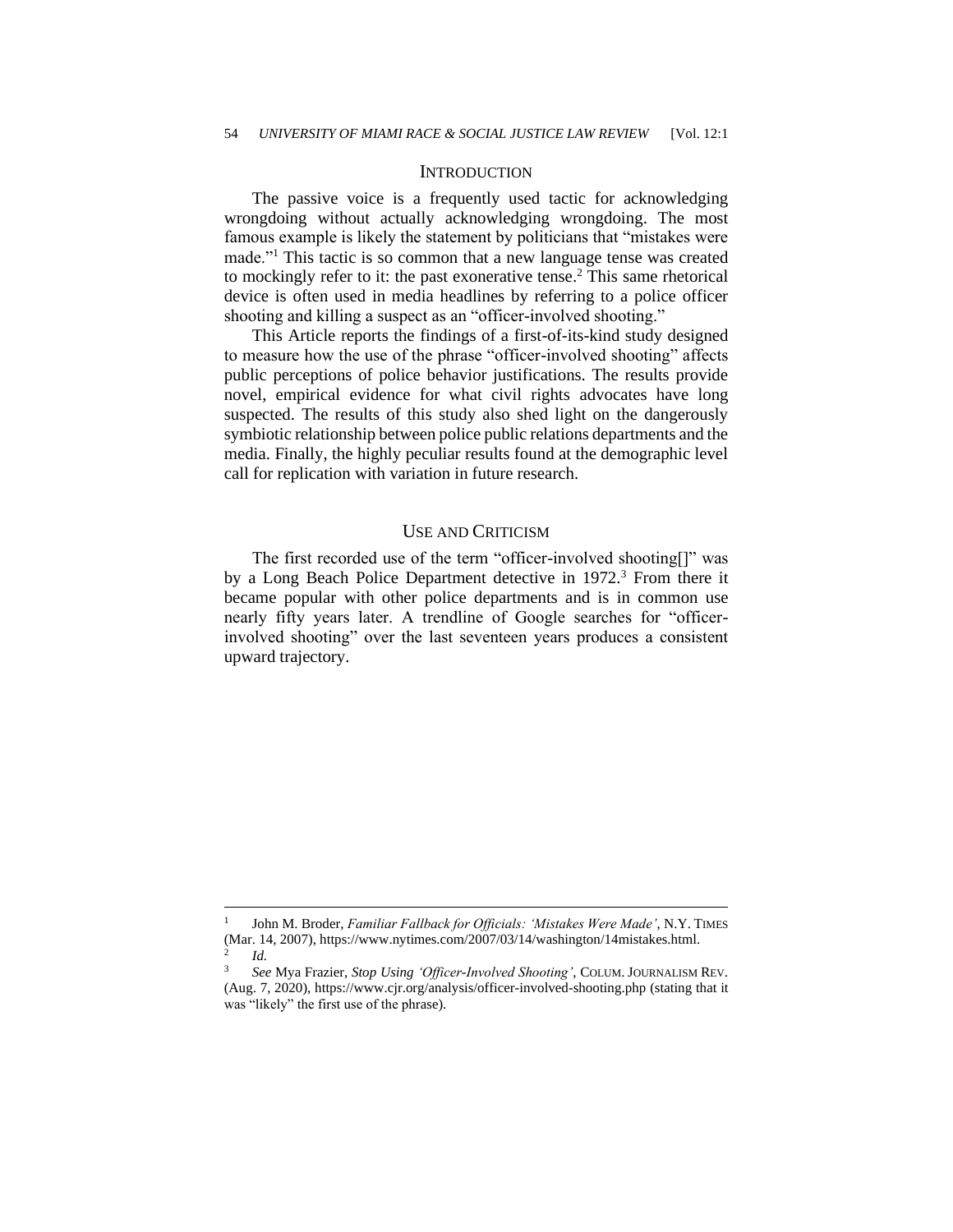## INTRODUCTION

The passive voice is a frequently used tactic for acknowledging wrongdoing without actually acknowledging wrongdoing. The most famous example is likely the statement by politicians that "mistakes were made."[1] This tactic is so common that a new language tense was created to mockingly refer to it: the past exonerative tense.[2] This same rhetorical device is often used in media headlines by referring to a police officer shooting and killing a suspect as an "officer-involved shooting."

This Article reports the findings of a first-of-its-kind study designed to measure how the use of the phrase "officer-involved shooting" affects public perceptions of police behavior justifications. The results provide novel, empirical evidence for what civil rights advocates have long suspected. The results of this study also shed light on the dangerously symbiotic relationship between police public relations departments and the media. Finally, the highly peculiar results found at the demographic level call for replication with variation in future research.

## USE AND CRITICISM

The first recorded use of the term "officer-involved shooting[]" was by a Long Beach Police Department detective in 1972.[3] From there it became popular with other police departments and is in common use nearly fifty years later. A trendline of Google searches for "officer-involved shooting" over the last seventeen years produces a consistent upward trajectory.

---

[1] John M. Broder, *Familiar Fallback for Officials: 'Mistakes Were Made'*, N.Y. TIMES (Mar. 14, 2007), https://www.nytimes.com/2007/03/14/washington/14mistakes.html.

[2] *Id.*

[3] *See* Mya Frazier, *Stop Using 'Officer-Involved Shooting'*, COLUM. JOURNALISM REV. (Aug. 7, 2020), https://www.cjr.org/analysis/officer-involved-shooting.php (stating that it was "likely" the first use of the phrase).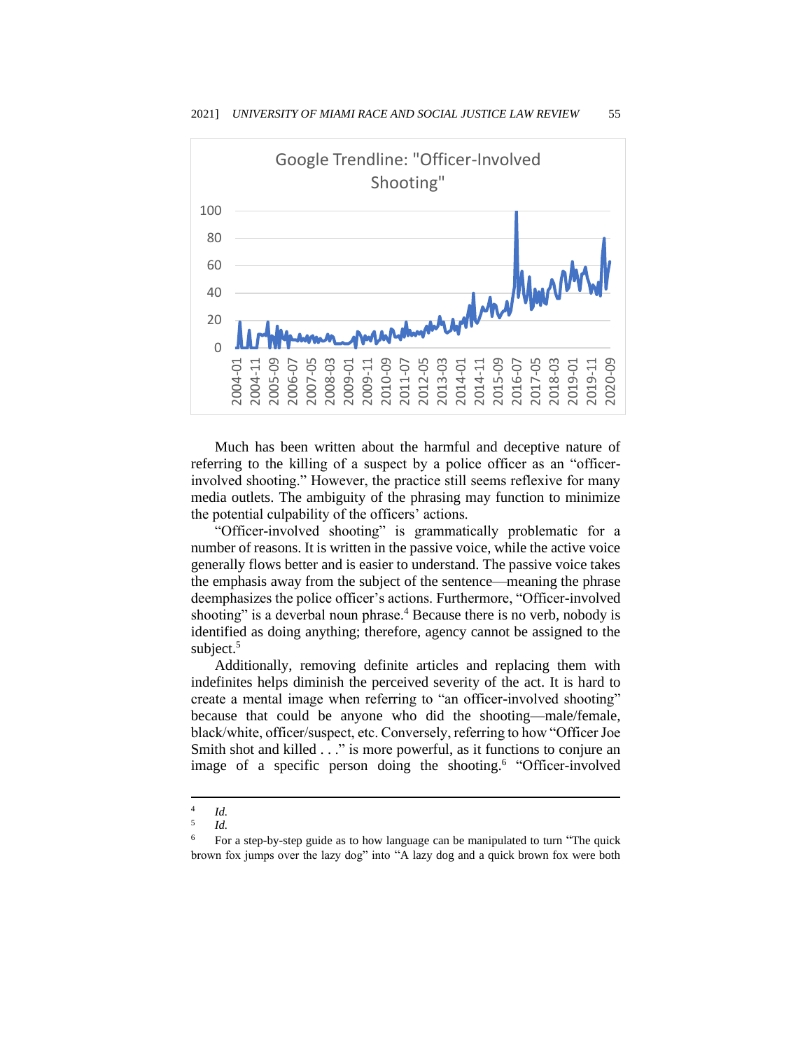Google Trendline: "Officer-Involved Shooting"

Much has been written about the harmful and deceptive nature of referring to the killing of a suspect by a police officer as an "officer-involved shooting." However, the practice still seems reflexive for many media outlets. The ambiguity of the phrasing may function to minimize the potential culpability of the officers' actions.

"Officer-involved shooting" is grammatically problematic for a number of reasons. It is written in the passive voice, while the active voice generally flows better and is easier to understand. The passive voice takes the emphasis away from the subject of the sentence—meaning the phrase deemphasizes the police officer's actions. Furthermore, "Officer-involved shooting" is a deverbal noun phrase.[4] Because there is no verb, nobody is identified as doing anything; therefore, agency cannot be assigned to the subject.[5]

Additionally, removing definite articles and replacing them with indefinites helps diminish the perceived severity of the act. It is hard to create a mental image when referring to "an officer-involved shooting" because that could be anyone who did the shooting—male/female, black/white, officer/suspect, etc. Conversely, referring to how "Officer Joe Smith shot and killed . . ." is more powerful, as it functions to conjure an image of a specific person doing the shooting.[6] "Officer-involved

---

[4] *Id.*

[5] *Id.*

[6] For a step-by-step guide as to how language can be manipulated to turn "The quick brown fox jumps over the lazy dog" into "A lazy dog and a quick brown fox were both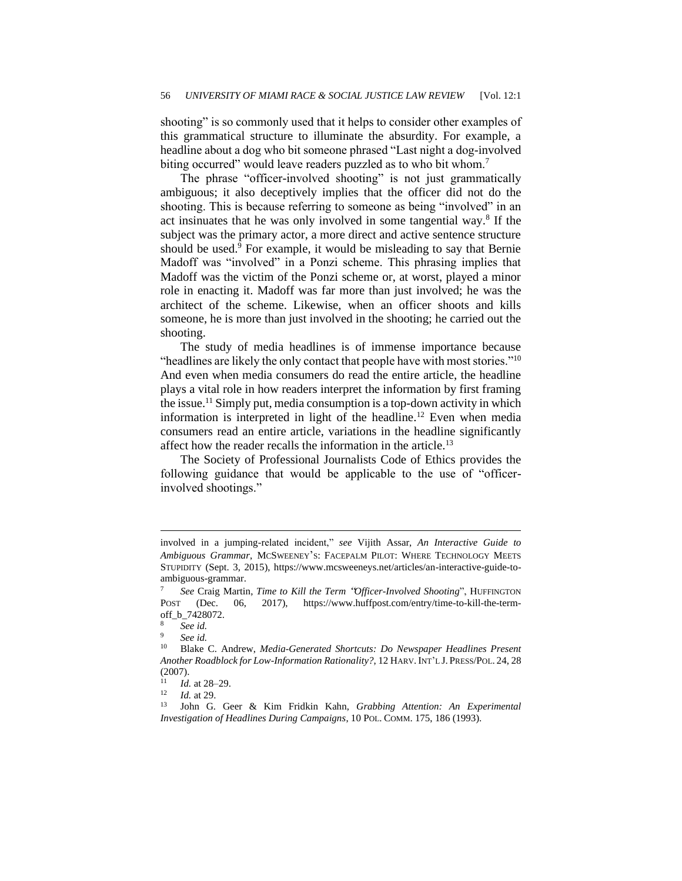shooting" is so commonly used that it helps to consider other examples of this grammatical structure to illuminate the absurdity. For example, a headline about a dog who bit someone phrased "Last night a dog-involved biting occurred" would leave readers puzzled as to who bit whom.[7]

The phrase "officer-involved shooting" is not just grammatically ambiguous; it also deceptively implies that the officer did not do the shooting. This is because referring to someone as being "involved" in an act insinuates that he was only involved in some tangential way.[8] If the subject was the primary actor, a more direct and active sentence structure should be used.[9] For example, it would be misleading to say that Bernie Madoff was "involved" in a Ponzi scheme. This phrasing implies that Madoff was the victim of the Ponzi scheme or, at worst, played a minor role in enacting it. Madoff was far more than just involved; he was the architect of the scheme. Likewise, when an officer shoots and kills someone, he is more than just involved in the shooting; he carried out the shooting.

The study of media headlines is of immense importance because "headlines are likely the only contact that people have with most stories."[10] And even when media consumers do read the entire article, the headline plays a vital role in how readers interpret the information by first framing the issue.[11] Simply put, media consumption is a top-down activity in which information is interpreted in light of the headline.[12] Even when media consumers read an entire article, variations in the headline significantly affect how the reader recalls the information in the article.[13]

The Society of Professional Journalists Code of Ethics provides the following guidance that would be applicable to the use of "officer-involved shootings."

---

involved in a jumping-related incident," *see* Vijith Assar, *An Interactive Guide to Ambiguous Grammar*, MCSWEENEY'S: FACEPALM PILOT: WHERE TECHNOLOGY MEETS STUPIDITY (Sept. 3, 2015), https://www.mcsweeneys.net/articles/an-interactive-guide-to-ambiguous-grammar.

[7] *See* Craig Martin, *Time to Kill the Term "Officer-Involved Shooting"*, HUFFINGTON POST (Dec. 06, 2017), https://www.huffpost.com/entry/time-to-kill-the-term-off_b_7428072.

[8] *See id.*

[9] *See id.*

[10] Blake C. Andrew, *Media-Generated Shortcuts: Do Newspaper Headlines Present Another Roadblock for Low-Information Rationality?*, 12 HARV. INT'L J. PRESS/POL. 24, 28 (2007).

[11] *Id.* at 28–29.

[12] *Id.* at 29.

[13] John G. Geer & Kim Fridkin Kahn, *Grabbing Attention: An Experimental Investigation of Headlines During Campaigns*, 10 POL. COMM. 175, 186 (1993).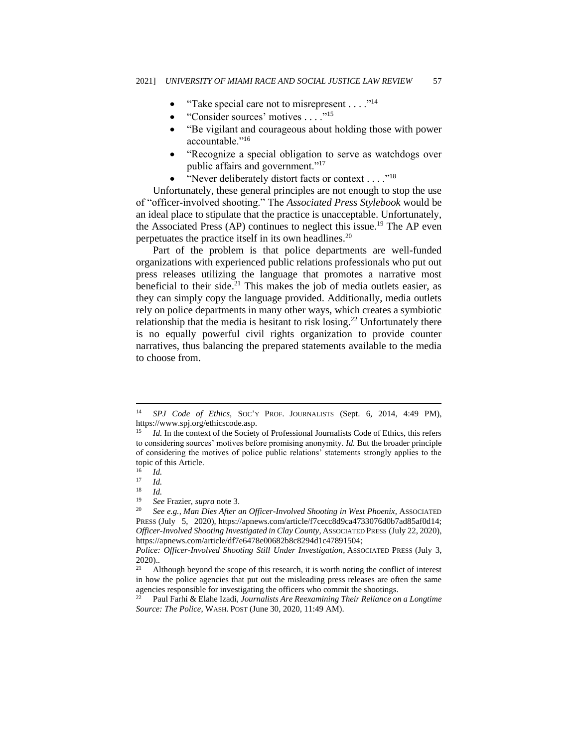- "Take special care not to misrepresent . . . ."[14]
- "Consider sources' motives . . . ."[15]
- "Be vigilant and courageous about holding those with power accountable."[16]
- "Recognize a special obligation to serve as watchdogs over public affairs and government."[17]
- "Never deliberately distort facts or context . . . ."[18]

Unfortunately, these general principles are not enough to stop the use of "officer-involved shooting." The *Associated Press Stylebook* would be an ideal place to stipulate that the practice is unacceptable. Unfortunately, the Associated Press (AP) continues to neglect this issue.[19] The AP even perpetuates the practice itself in its own headlines.[20]

Part of the problem is that police departments are well-funded organizations with experienced public relations professionals who put out press releases utilizing the language that promotes a narrative most beneficial to their side.[21] This makes the job of media outlets easier, as they can simply copy the language provided. Additionally, media outlets rely on police departments in many other ways, which creates a symbiotic relationship that the media is hesitant to risk losing.[22] Unfortunately there is no equally powerful civil rights organization to provide counter narratives, thus balancing the prepared statements available to the media to choose from.

---

[14] *SPJ Code of Ethics*, SOC'Y PROF. JOURNALISTS (Sept. 6, 2014, 4:49 PM), https://www.spj.org/ethicscode.asp.

[15] *Id.* In the context of the Society of Professional Journalists Code of Ethics, this refers to considering sources' motives before promising anonymity. *Id.* But the broader principle of considering the motives of police public relations' statements strongly applies to the topic of this Article.

[16] *Id.*

[17] *Id.*

[18] *Id.*

[19] *See* Frazier, *supra* note 3.

[20] *See e.g.*, *Man Dies After an Officer-Involved Shooting in West Phoenix*, ASSOCIATED PRESS (July 5, 2020), https://apnews.com/article/f7cecc8d9ca4733076d0b7ad85af0d14; *Officer-Involved Shooting Investigated in Clay County*, ASSOCIATED PRESS (July 22, 2020), https://apnews.com/article/df7e6478e00682b8c8294d1c47891504; *Police: Officer-Involved Shooting Still Under Investigation*, ASSOCIATED PRESS (July 3, 2020)..

[21] Although beyond the scope of this research, it is worth noting the conflict of interest in how the police agencies that put out the misleading press releases are often the same agencies responsible for investigating the officers who commit the shootings.

[22] Paul Farhi & Elahe Izadi, *Journalists Are Reexamining Their Reliance on a Longtime Source: The Police*, WASH. POST (June 30, 2020, 11:49 AM).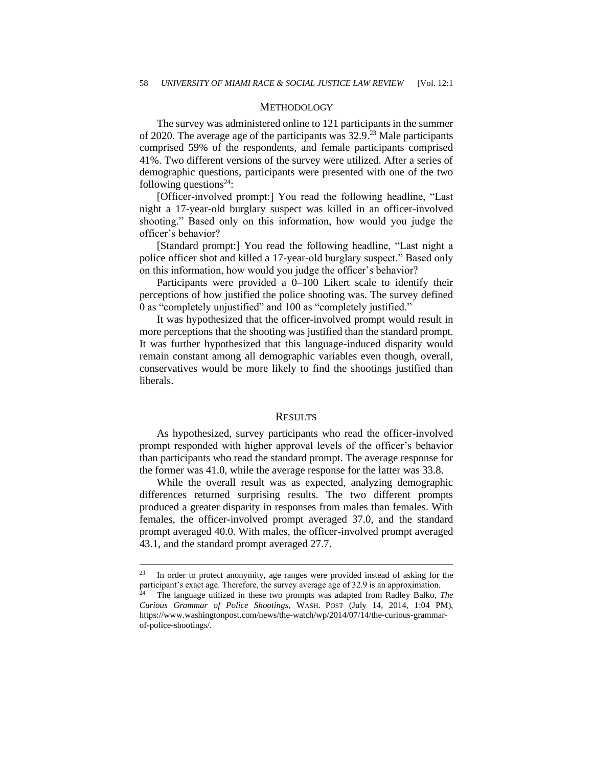## METHODOLOGY

The survey was administered online to 121 participants in the summer of 2020. The average age of the participants was 32.9.[23] Male participants comprised 59% of the respondents, and female participants comprised 41%. Two different versions of the survey were utilized. After a series of demographic questions, participants were presented with one of the two following questions[24]:

[Officer-involved prompt:] You read the following headline, "Last night a 17-year-old burglary suspect was killed in an officer-involved shooting." Based only on this information, how would you judge the officer's behavior?

[Standard prompt:] You read the following headline, "Last night a police officer shot and killed a 17-year-old burglary suspect." Based only on this information, how would you judge the officer's behavior?

Participants were provided a 0–100 Likert scale to identify their perceptions of how justified the police shooting was. The survey defined 0 as "completely unjustified" and 100 as "completely justified."

It was hypothesized that the officer-involved prompt would result in more perceptions that the shooting was justified than the standard prompt. It was further hypothesized that this language-induced disparity would remain constant among all demographic variables even though, overall, conservatives would be more likely to find the shootings justified than liberals.

## RESULTS

As hypothesized, survey participants who read the officer-involved prompt responded with higher approval levels of the officer's behavior than participants who read the standard prompt. The average response for the former was 41.0, while the average response for the latter was 33.8.

While the overall result was as expected, analyzing demographic differences returned surprising results. The two different prompts produced a greater disparity in responses from males than females. With females, the officer-involved prompt averaged 37.0, and the standard prompt averaged 40.0. With males, the officer-involved prompt averaged 43.1, and the standard prompt averaged 27.7.

---

[23] In order to protect anonymity, age ranges were provided instead of asking for the participant's exact age. Therefore, the survey average age of 32.9 is an approximation.

[24] The language utilized in these two prompts was adapted from Radley Balko, *The Curious Grammar of Police Shootings*, WASH. POST (July 14, 2014, 1:04 PM), https://www.washingtonpost.com/news/the-watch/wp/2014/07/14/the-curious-grammar-of-police-shootings/.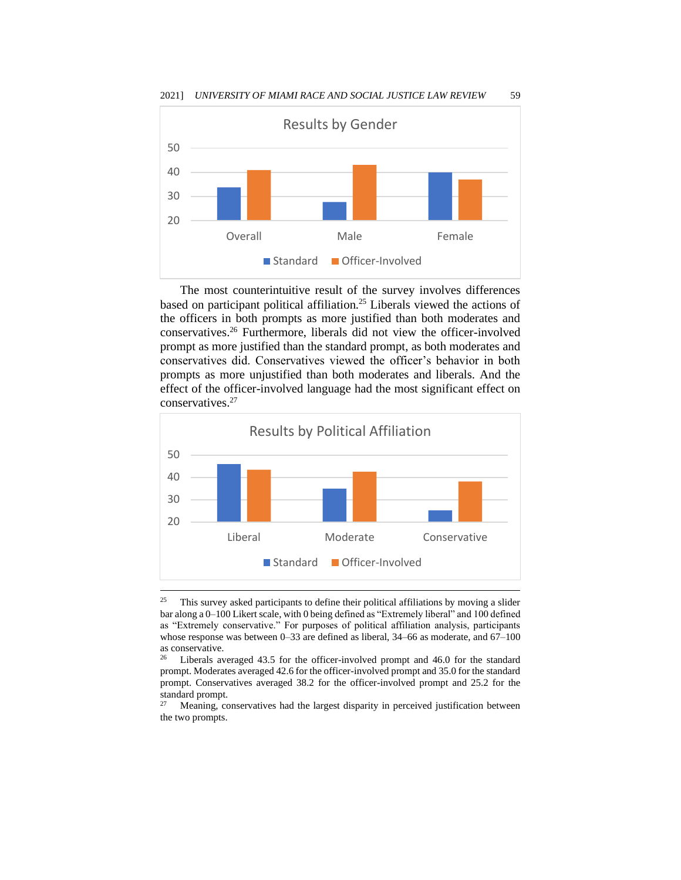The most counterintuitive result of the survey involves differences based on participant political affiliation.[25] Liberals viewed the actions of the officers in both prompts as more justified than both moderates and conservatives.[26] Furthermore, liberals did not view the officer-involved prompt as more justified than the standard prompt, as both moderates and conservatives did. Conservatives viewed the officer's behavior in both prompts as more unjustified than both moderates and liberals. And the effect of the officer-involved language had the most significant effect on conservatives.[27]

[25] This survey asked participants to define their political affiliations by moving a slider bar along a 0–100 Likert scale, with 0 being defined as "Extremely liberal" and 100 defined as "Extremely conservative." For purposes of political affiliation analysis, participants whose response was between 0–33 are defined as liberal, 34–66 as moderate, and 67–100 as conservative.

[26] Liberals averaged 43.5 for the officer-involved prompt and 46.0 for the standard prompt. Moderates averaged 42.6 for the officer-involved prompt and 35.0 for the standard prompt. Conservatives averaged 38.2 for the officer-involved prompt and 25.2 for the standard prompt.

[27] Meaning, conservatives had the largest disparity in perceived justification between the two prompts.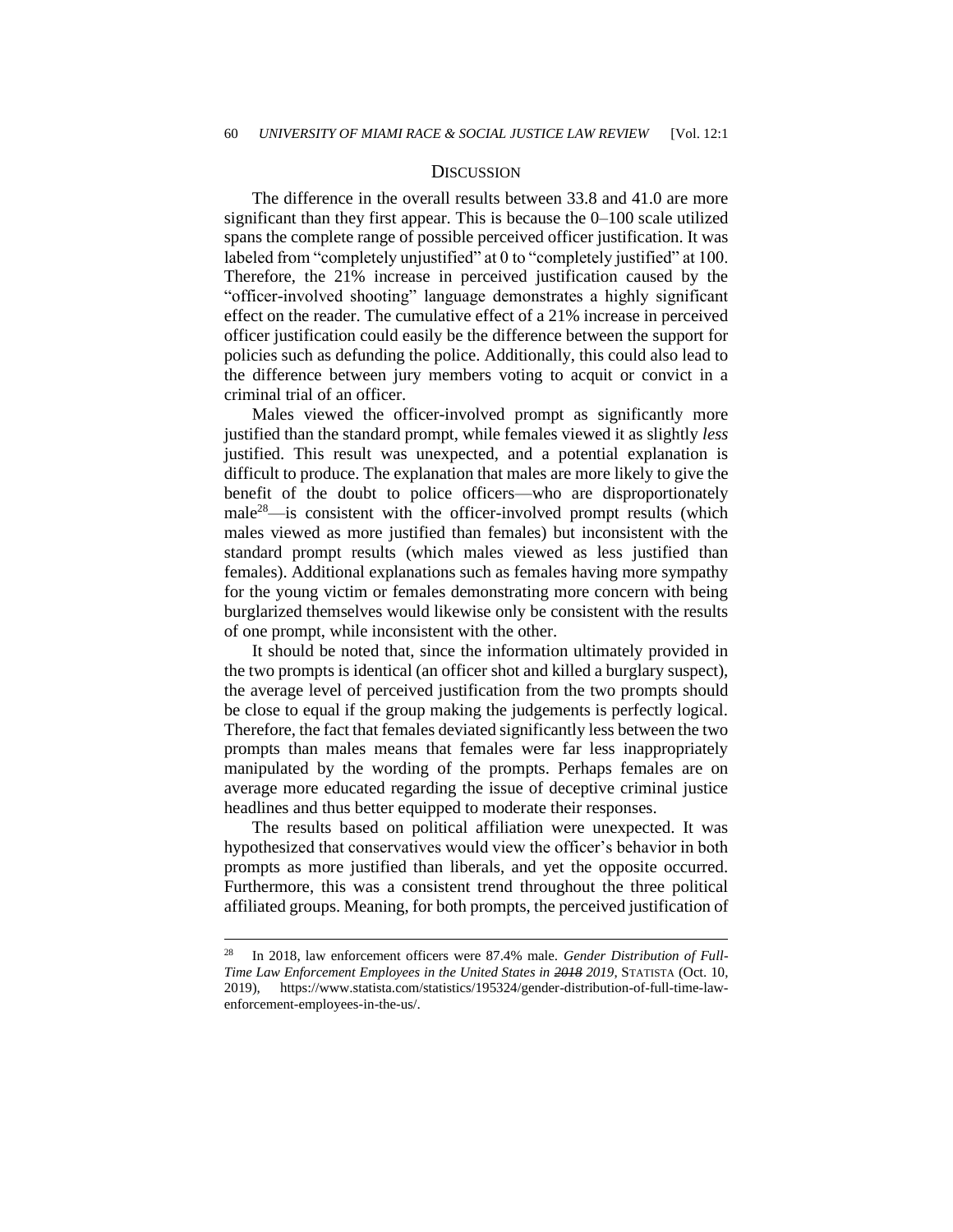## DISCUSSION

The difference in the overall results between 33.8 and 41.0 are more significant than they first appear. This is because the 0–100 scale utilized spans the complete range of possible perceived officer justification. It was labeled from "completely unjustified" at 0 to "completely justified" at 100. Therefore, the 21% increase in perceived justification caused by the "officer-involved shooting" language demonstrates a highly significant effect on the reader. The cumulative effect of a 21% increase in perceived officer justification could easily be the difference between the support for policies such as defunding the police. Additionally, this could also lead to the difference between jury members voting to acquit or convict in a criminal trial of an officer.

Males viewed the officer-involved prompt as significantly more justified than the standard prompt, while females viewed it as slightly *less* justified. This result was unexpected, and a potential explanation is difficult to produce. The explanation that males are more likely to give the benefit of the doubt to police officers—who are disproportionately male[28]—is consistent with the officer-involved prompt results (which males viewed as more justified than females) but inconsistent with the standard prompt results (which males viewed as less justified than females). Additional explanations such as females having more sympathy for the young victim or females demonstrating more concern with being burglarized themselves would likewise only be consistent with the results of one prompt, while inconsistent with the other.

It should be noted that, since the information ultimately provided in the two prompts is identical (an officer shot and killed a burglary suspect), the average level of perceived justification from the two prompts should be close to equal if the group making the judgements is perfectly logical. Therefore, the fact that females deviated significantly less between the two prompts than males means that females were far less inappropriately manipulated by the wording of the prompts. Perhaps females are on average more educated regarding the issue of deceptive criminal justice headlines and thus better equipped to moderate their responses.

The results based on political affiliation were unexpected. It was hypothesized that conservatives would view the officer's behavior in both prompts as more justified than liberals, and yet the opposite occurred. Furthermore, this was a consistent trend throughout the three political affiliated groups. Meaning, for both prompts, the perceived justification of

---

[28] In 2018, law enforcement officers were 87.4% male. *Gender Distribution of Full-Time Law Enforcement Employees in the United States in ~~2018~~ 2019*, STATISTA (Oct. 10, 2019), https://www.statista.com/statistics/195324/gender-distribution-of-full-time-law-enforcement-employees-in-the-us/.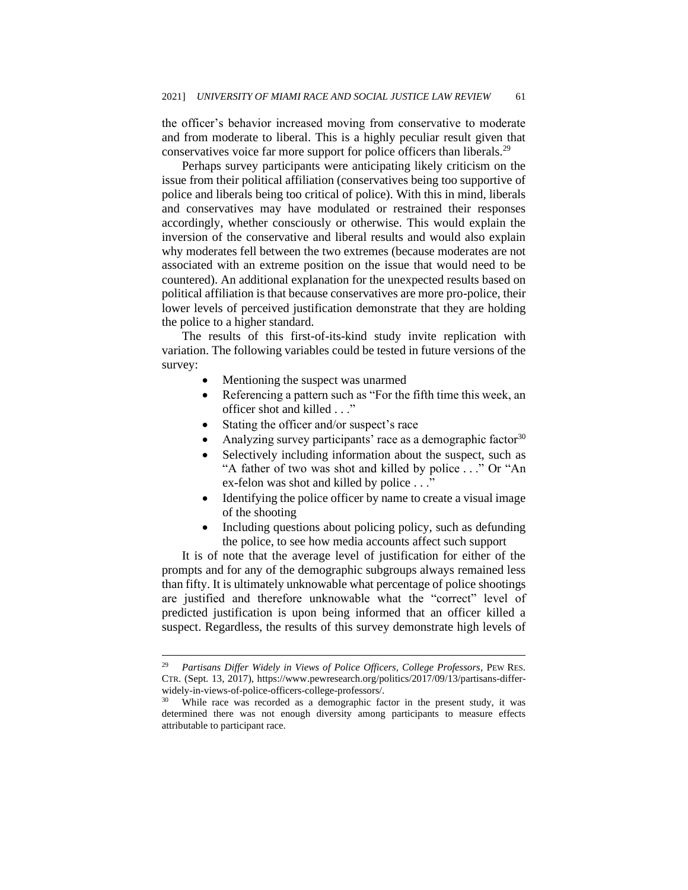the officer's behavior increased moving from conservative to moderate and from moderate to liberal. This is a highly peculiar result given that conservatives voice far more support for police officers than liberals.[29]

Perhaps survey participants were anticipating likely criticism on the issue from their political affiliation (conservatives being too supportive of police and liberals being too critical of police). With this in mind, liberals and conservatives may have modulated or restrained their responses accordingly, whether consciously or otherwise. This would explain the inversion of the conservative and liberal results and would also explain why moderates fell between the two extremes (because moderates are not associated with an extreme position on the issue that would need to be countered). An additional explanation for the unexpected results based on political affiliation is that because conservatives are more pro-police, their lower levels of perceived justification demonstrate that they are holding the police to a higher standard.

The results of this first-of-its-kind study invite replication with variation. The following variables could be tested in future versions of the survey:

- Mentioning the suspect was unarmed
- Referencing a pattern such as "For the fifth time this week, an officer shot and killed . . ."
- Stating the officer and/or suspect's race
- Analyzing survey participants' race as a demographic factor[30]
- Selectively including information about the suspect, such as "A father of two was shot and killed by police . . ." Or "An ex-felon was shot and killed by police . . ."
- Identifying the police officer by name to create a visual image of the shooting
- Including questions about policing policy, such as defunding the police, to see how media accounts affect such support

It is of note that the average level of justification for either of the prompts and for any of the demographic subgroups always remained less than fifty. It is ultimately unknowable what percentage of police shootings are justified and therefore unknowable what the "correct" level of predicted justification is upon being informed that an officer killed a suspect. Regardless, the results of this survey demonstrate high levels of

---

[29] *Partisans Differ Widely in Views of Police Officers, College Professors*, PEW RES. CTR. (Sept. 13, 2017), https://www.pewresearch.org/politics/2017/09/13/partisans-differ-widely-in-views-of-police-officers-college-professors/.

[30] While race was recorded as a demographic factor in the present study, it was determined there was not enough diversity among participants to measure effects attributable to participant race.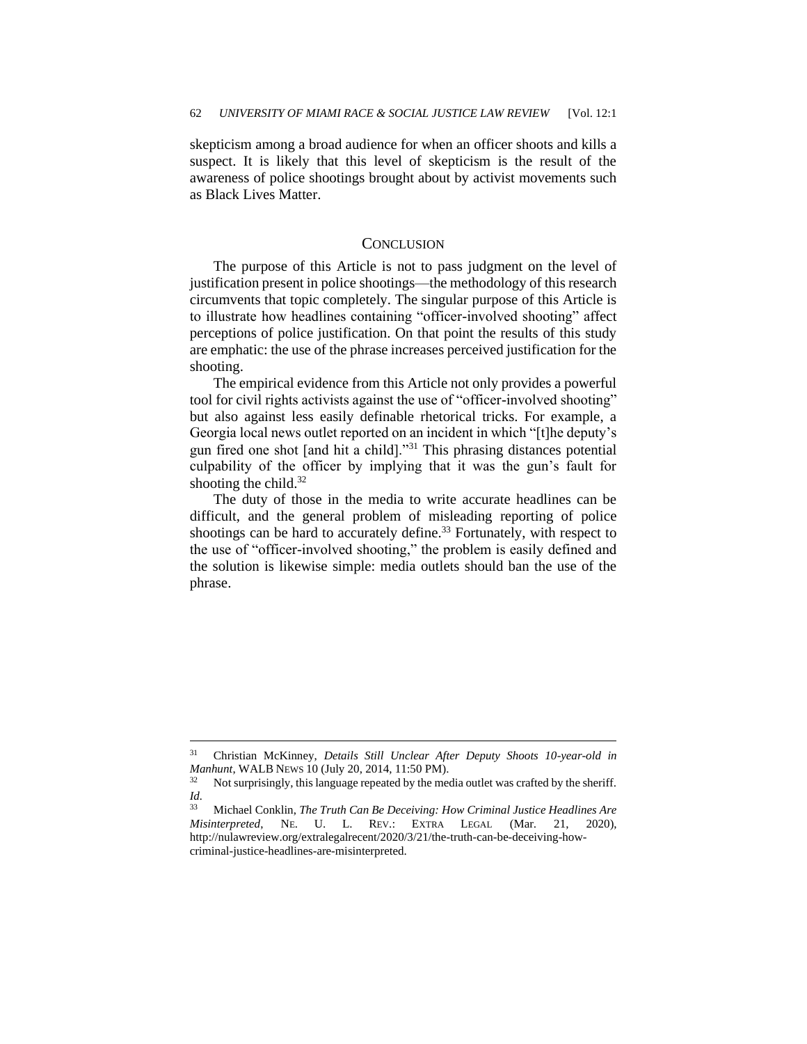skepticism among a broad audience for when an officer shoots and kills a suspect. It is likely that this level of skepticism is the result of the awareness of police shootings brought about by activist movements such as Black Lives Matter.

## CONCLUSION

The purpose of this Article is not to pass judgment on the level of justification present in police shootings—the methodology of this research circumvents that topic completely. The singular purpose of this Article is to illustrate how headlines containing "officer-involved shooting" affect perceptions of police justification. On that point the results of this study are emphatic: the use of the phrase increases perceived justification for the shooting.

The empirical evidence from this Article not only provides a powerful tool for civil rights activists against the use of "officer-involved shooting" but also against less easily definable rhetorical tricks. For example, a Georgia local news outlet reported on an incident in which "[t]he deputy's gun fired one shot [and hit a child]."[31] This phrasing distances potential culpability of the officer by implying that it was the gun's fault for shooting the child.[32]

The duty of those in the media to write accurate headlines can be difficult, and the general problem of misleading reporting of police shootings can be hard to accurately define.[33] Fortunately, with respect to the use of "officer-involved shooting," the problem is easily defined and the solution is likewise simple: media outlets should ban the use of the phrase.

---

[31] Christian McKinney, *Details Still Unclear After Deputy Shoots 10-year-old in Manhunt*, WALB NEWS 10 (July 20, 2014, 11:50 PM).

[32] Not surprisingly, this language repeated by the media outlet was crafted by the sheriff. *Id.*

[33] Michael Conklin, *The Truth Can Be Deceiving: How Criminal Justice Headlines Are Misinterpreted*, NE. U. L. REV.: EXTRA LEGAL (Mar. 21, 2020), http://nulawreview.org/extralegalrecent/2020/3/21/the-truth-can-be-deceiving-how-criminal-justice-headlines-are-misinterpreted.